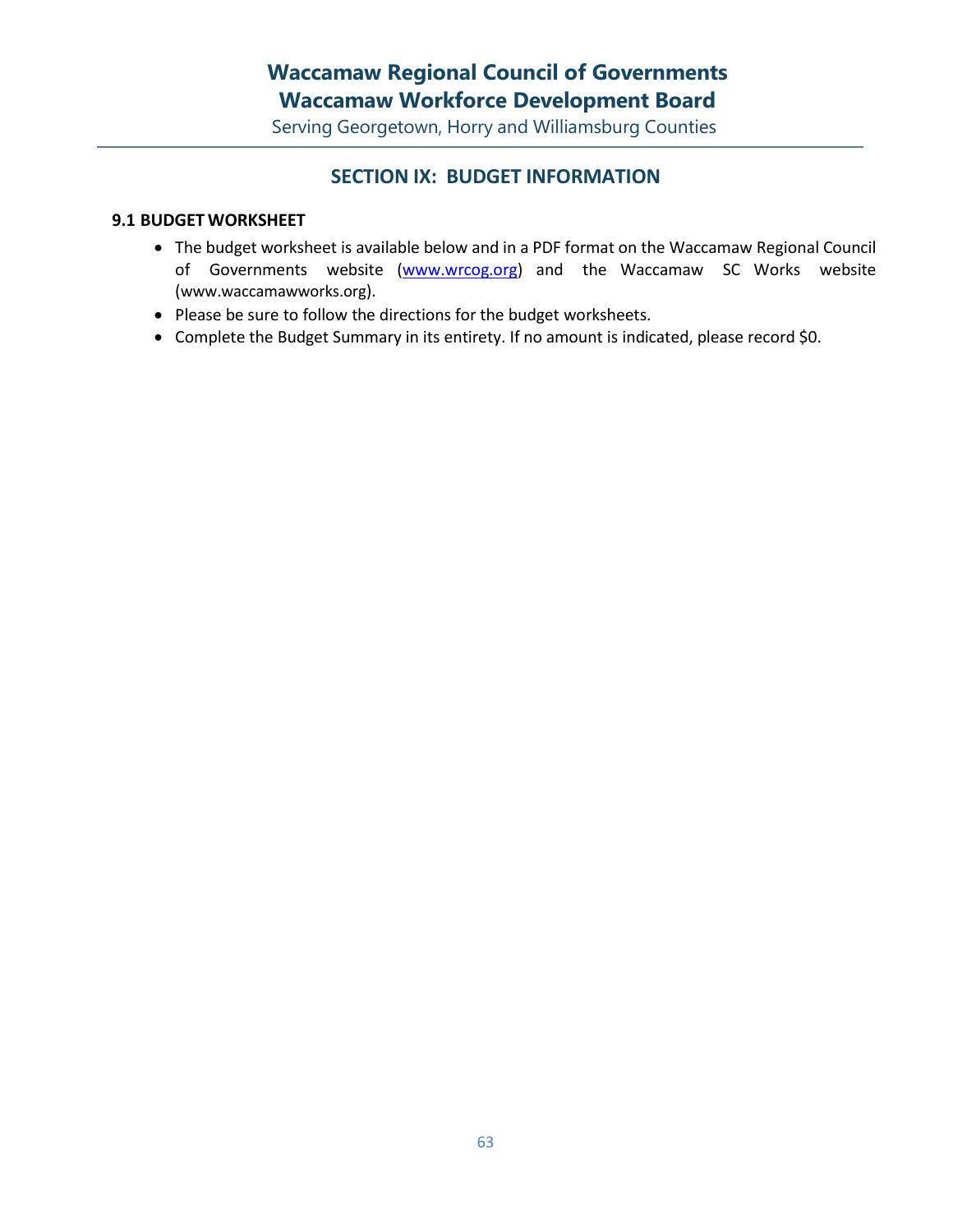# Waccamaw Regional Council of Governments
# Waccamaw Workforce Development Board

Serving Georgetown, Horry and Williamsburg Counties

## SECTION IX: BUDGET INFORMATION

### 9.1 BUDGET WORKSHEET

- The budget worksheet is available below and in a PDF format on the Waccamaw Regional Council of Governments website ([www.wrcog.org](http://www.wrcog.org)) and the Waccamaw SC Works website (www.waccamawworks.org).
- Please be sure to follow the directions for the budget worksheets.
- Complete the Budget Summary in its entirety. If no amount is indicated, please record $0.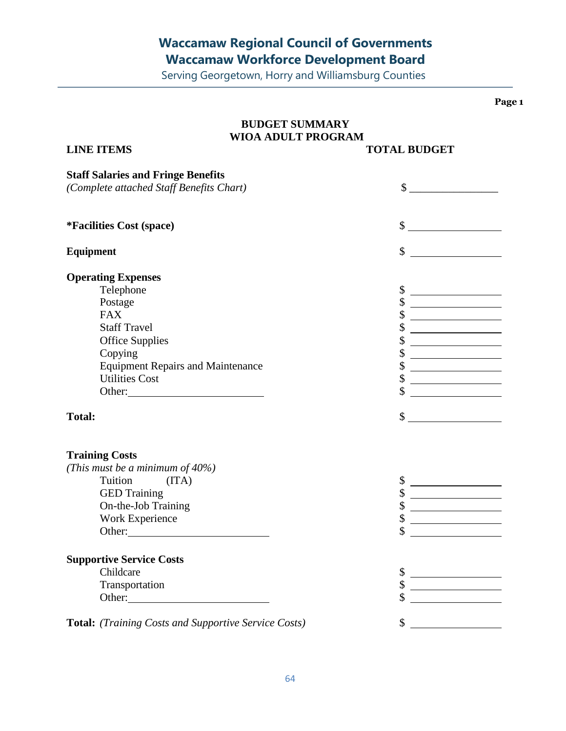# Waccamaw Regional Council of Governments
# Waccamaw Workforce Development Board

Serving Georgetown, Horry and Williamsburg Counties

**Page 1**

## BUDGET SUMMARY
## WIOA ADULT PROGRAM

| LINE ITEMS | TOTAL BUDGET |
|---|---|
| **Staff Salaries and Fringe Benefits** *(Complete attached Staff Benefits Chart)* | $ ________ |
| **\*Facilities Cost (space)** | $ ________ |
| **Equipment** | $ ________ |
| **Operating Expenses** | |
| Telephone | $ ________ |
| Postage | $ ________ |
| FAX | $ ________ |
| Staff Travel | $ ________ |
| Office Supplies | $ ________ |
| Copying | $ ________ |
| Equipment Repairs and Maintenance | $ ________ |
| Utilities Cost | $ ________ |
| Other: ________ | $ ________ |
| **Total:** | $ ________ |
| **Training Costs** *(This must be a minimum of 40%)* | |
| Tuition (ITA) | $ ________ |
| GED Training | $ ________ |
| On-the-Job Training | $ ________ |
| Work Experience | $ ________ |
| Other: ________ | $ ________ |
| **Supportive Service Costs** | |
| Childcare | $ ________ |
| Transportation | $ ________ |
| Other: ________ | $ ________ |
| **Total:** *(Training Costs and Supportive Service Costs)* | $ ________ |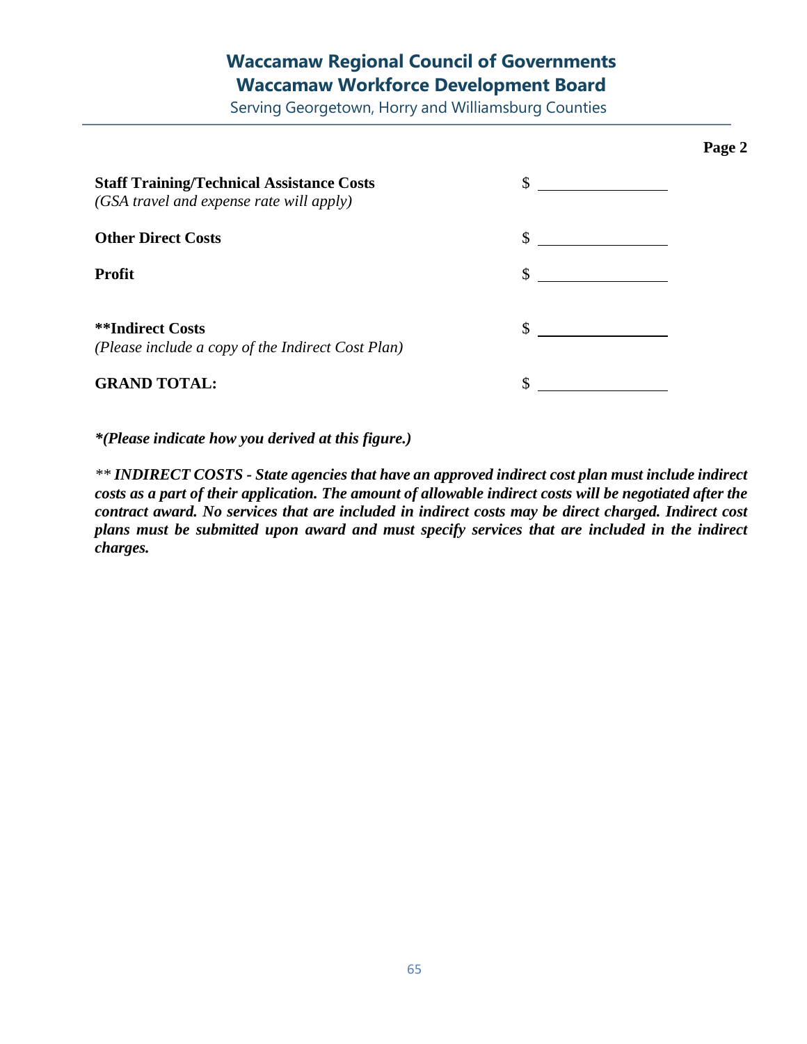**Page 2**

| | |
|---|---|
| **Staff Training/Technical Assistance Costs**<br>*(GSA travel and expense rate will apply)* | $ ______________ |
| **Other Direct Costs** | $ ______________ |
| **Profit** | $ ______________ |
| **\*\*Indirect Costs**<br>*(Please include a copy of the Indirect Cost Plan)* | $ ______________ |
| **GRAND TOTAL:** | $ ______________ |

***(Please indicate how you derived at this figure.)***

*\*\* **INDIRECT COSTS - State agencies that have an approved indirect cost plan must include indirect costs as a part of their application. The amount of allowable indirect costs will be negotiated after the contract award. No services that are included in indirect costs may be direct charged. Indirect cost plans must be submitted upon award and must specify services that are included in the indirect charges.***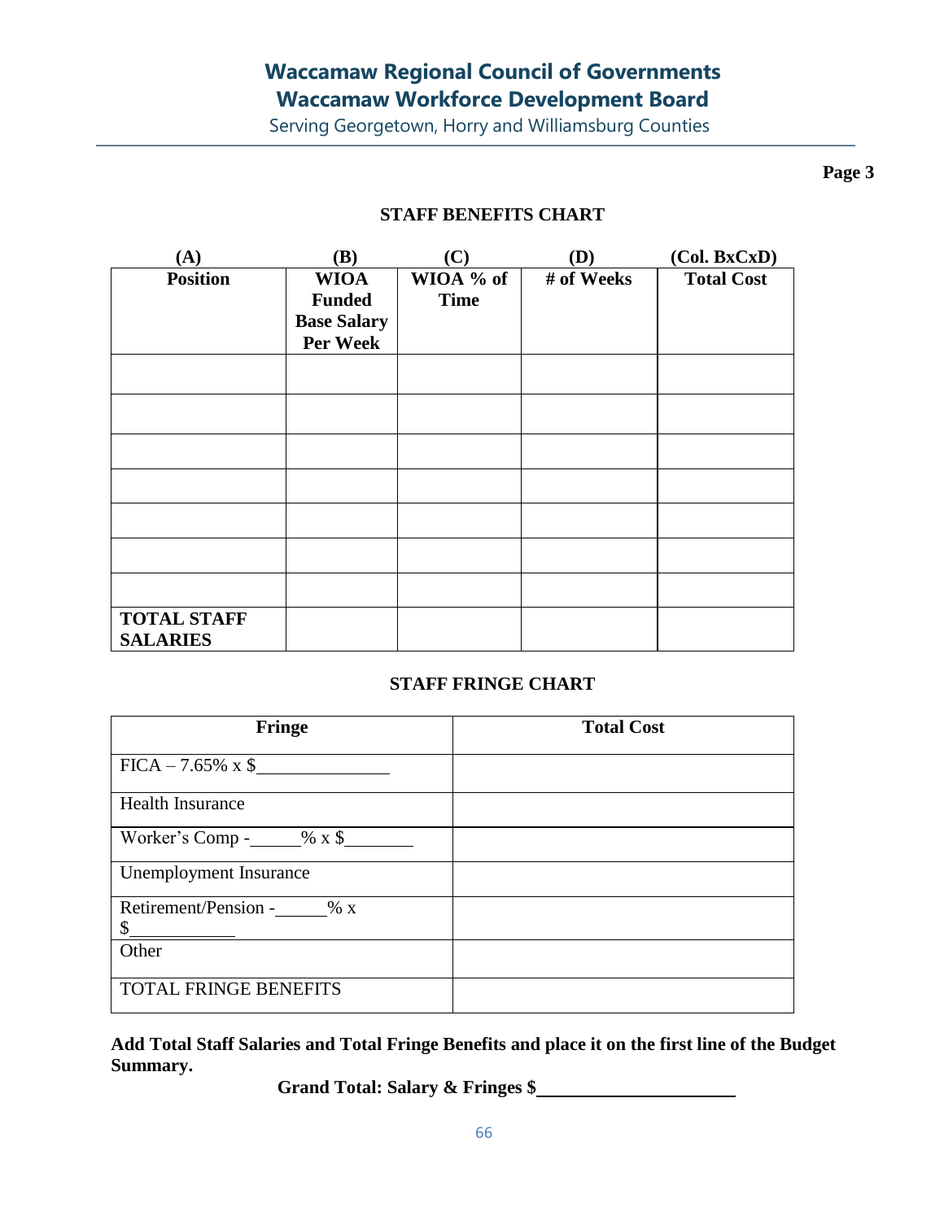# Waccamaw Regional Council of Governments

## Waccamaw Workforce Development Board

Serving Georgetown, Horry and Williamsburg Counties

**Page 3**

### STAFF BENEFITS CHART

| (A) Position | (B) WIOA Funded Base Salary Per Week | (C) WIOA % of Time | (D) # of Weeks | (Col. BxCxD) Total Cost |
|---|---|---|---|---|
| | | | | |
| | | | | |
| | | | | |
| | | | | |
| | | | | |
| | | | | |
| | | | | |
| **TOTAL STAFF SALARIES** | | | | |

### STAFF FRINGE CHART

| Fringe | Total Cost |
|---|---|
| FICA – 7.65% x $______________ | |
| Health Insurance | |
| Worker's Comp -_____% x $_______ | |
| Unemployment Insurance | |
| Retirement/Pension -_____% x $___________ | |
| Other | |
| TOTAL FRINGE BENEFITS | |

**Add Total Staff Salaries and Total Fringe Benefits and place it on the first line of the Budget Summary.**

**Grand Total: Salary & Fringes $_____________________**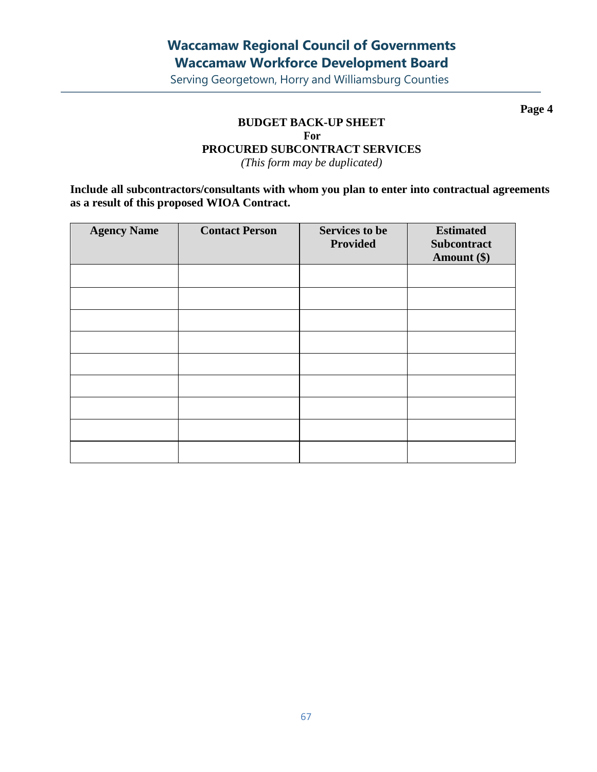# Waccamaw Regional Council of Governments
## Waccamaw Workforce Development Board
Serving Georgetown, Horry and Williamsburg Counties

**Page 4**

**BUDGET BACK-UP SHEET**
**For**
**PROCURED SUBCONTRACT SERVICES**
*(This form may be duplicated)*

**Include all subcontractors/consultants with whom you plan to enter into contractual agreements as a result of this proposed WIOA Contract.**

| Agency Name | Contact Person | Services to be Provided | Estimated Subcontract Amount ($) |
| --- | --- | --- | --- |
| | | | |
| | | | |
| | | | |
| | | | |
| | | | |
| | | | |
| | | | |
| | | | |
| | | | |